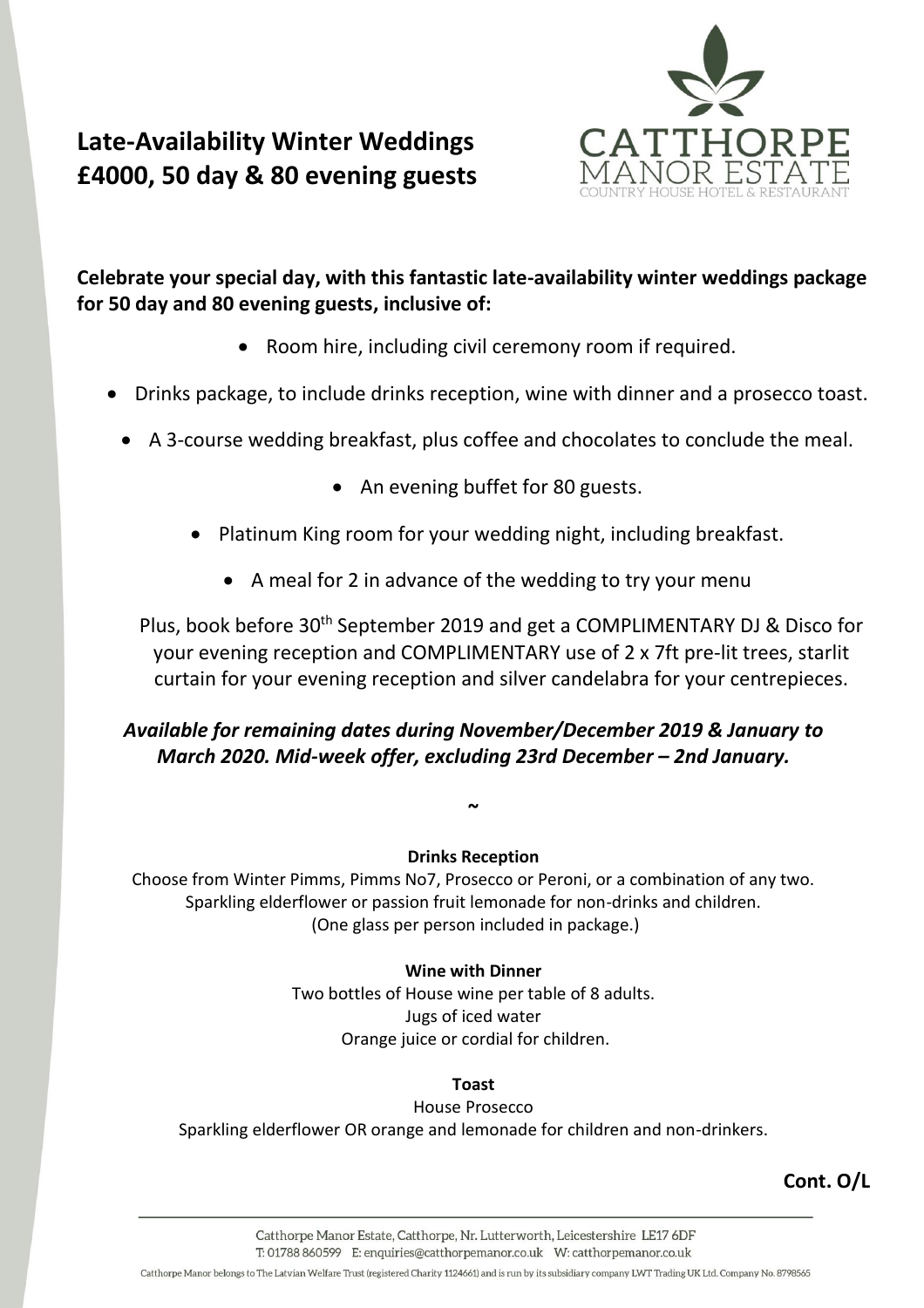# Late-Availability Winter Weddings £4000, 50 day & 80 evening guests

CATTHORPE MANOR ESTATE
COUNTRY HOUSE HOTEL & RESTAURANT

**Celebrate your special day, with this fantastic late-availability winter weddings package for 50 day and 80 evening guests, inclusive of:**

- Room hire, including civil ceremony room if required.
- Drinks package, to include drinks reception, wine with dinner and a prosecco toast.
- A 3-course wedding breakfast, plus coffee and chocolates to conclude the meal.
- An evening buffet for 80 guests.
- Platinum King room for your wedding night, including breakfast.
- A meal for 2 in advance of the wedding to try your menu

Plus, book before 30th September 2019 and get a COMPLIMENTARY DJ & Disco for your evening reception and COMPLIMENTARY use of 2 x 7ft pre-lit trees, starlit curtain for your evening reception and silver candelabra for your centrepieces.

***Available for remaining dates during November/December 2019 & January to March 2020. Mid-week offer, excluding 23rd December – 2nd January.***

~

**Drinks Reception**

Choose from Winter Pimms, Pimms No7, Prosecco or Peroni, or a combination of any two.
Sparkling elderflower or passion fruit lemonade for non-drinks and children.
(One glass per person included in package.)

**Wine with Dinner**

Two bottles of House wine per table of 8 adults.
Jugs of iced water
Orange juice or cordial for children.

**Toast**

House Prosecco
Sparkling elderflower OR orange and lemonade for children and non-drinkers.

**Cont. O/L**

Catthorpe Manor Estate, Catthorpe, Nr. Lutterworth, Leicestershire LE17 6DF
T: 01788 860599 E: enquiries@catthorpemanor.co.uk W: catthorpemanor.co.uk

Catthorpe Manor belongs to The Latvian Welfare Trust (registered Charity 1124661) and is run by its subsidiary company LWT Trading UK Ltd. Company No. 8798565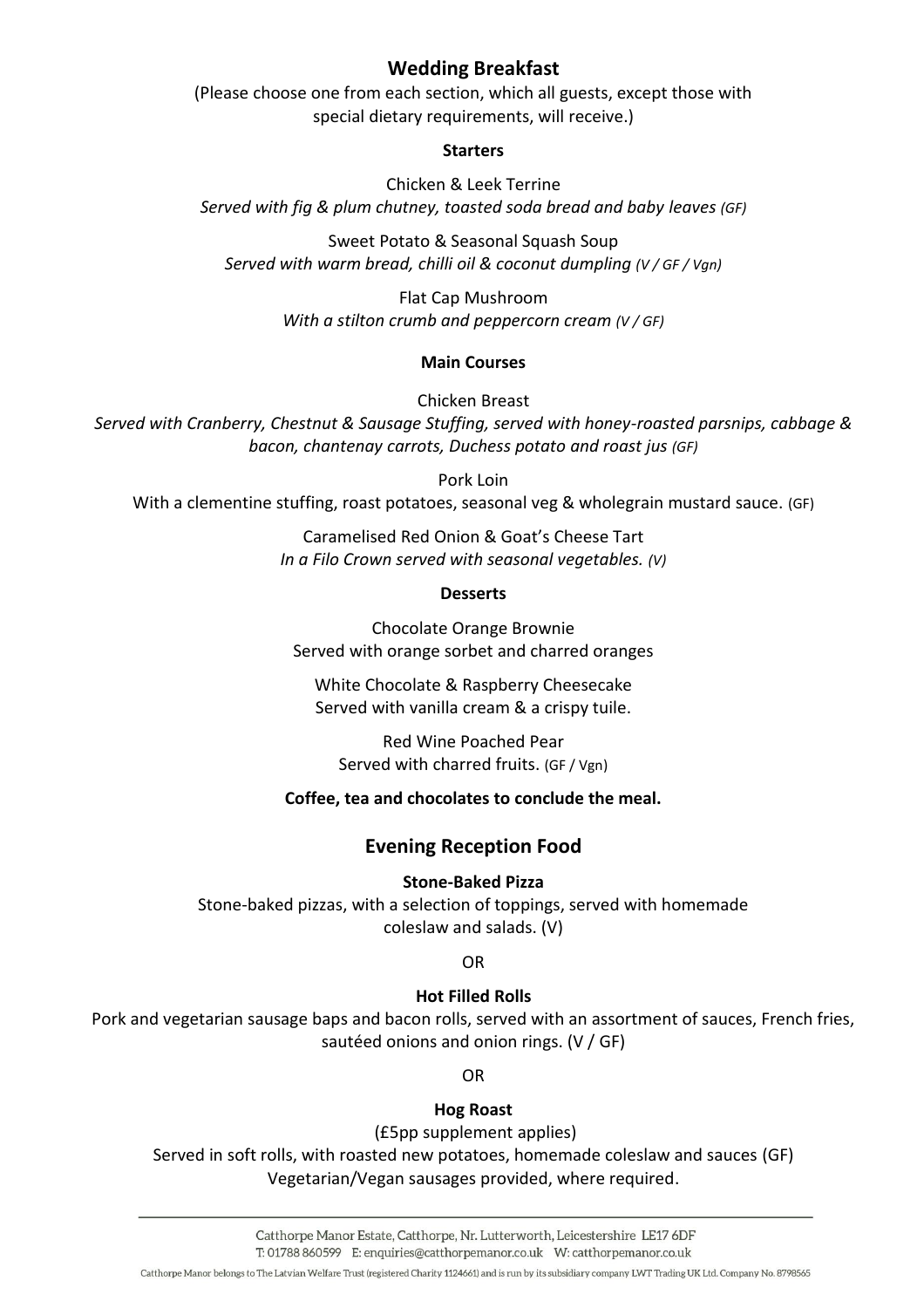## Wedding Breakfast

(Please choose one from each section, which all guests, except those with special dietary requirements, will receive.)

### Starters

Chicken & Leek Terrine
*Served with fig & plum chutney, toasted soda bread and baby leaves (GF)*

Sweet Potato & Seasonal Squash Soup
*Served with warm bread, chilli oil & coconut dumpling (V / GF / Vgn)*

Flat Cap Mushroom
*With a stilton crumb and peppercorn cream (V / GF)*

### Main Courses

Chicken Breast
*Served with Cranberry, Chestnut & Sausage Stuffing, served with honey-roasted parsnips, cabbage & bacon, chantenay carrots, Duchess potato and roast jus (GF)*

Pork Loin
With a clementine stuffing, roast potatoes, seasonal veg & wholegrain mustard sauce. (GF)

Caramelised Red Onion & Goat's Cheese Tart
*In a Filo Crown served with seasonal vegetables. (V)*

### Desserts

Chocolate Orange Brownie
Served with orange sorbet and charred oranges

White Chocolate & Raspberry Cheesecake
Served with vanilla cream & a crispy tuile.

Red Wine Poached Pear
Served with charred fruits. (GF / Vgn)

**Coffee, tea and chocolates to conclude the meal.**

## Evening Reception Food

**Stone-Baked Pizza**
Stone-baked pizzas, with a selection of toppings, served with homemade coleslaw and salads. (V)

OR

**Hot Filled Rolls**
Pork and vegetarian sausage baps and bacon rolls, served with an assortment of sauces, French fries, sautéed onions and onion rings. (V / GF)

OR

**Hog Roast**
(£5pp supplement applies)
Served in soft rolls, with roasted new potatoes, homemade coleslaw and sauces (GF)
Vegetarian/Vegan sausages provided, where required.

Catthorpe Manor Estate, Catthorpe, Nr. Lutterworth, Leicestershire LE17 6DF
T: 01788 860599 E: enquiries@catthorpemanor.co.uk W: catthorpemanor.co.uk

Catthorpe Manor belongs to The Latvian Welfare Trust (registered Charity 1124661) and is run by its subsidiary company LWT Trading UK Ltd. Company No. 8798565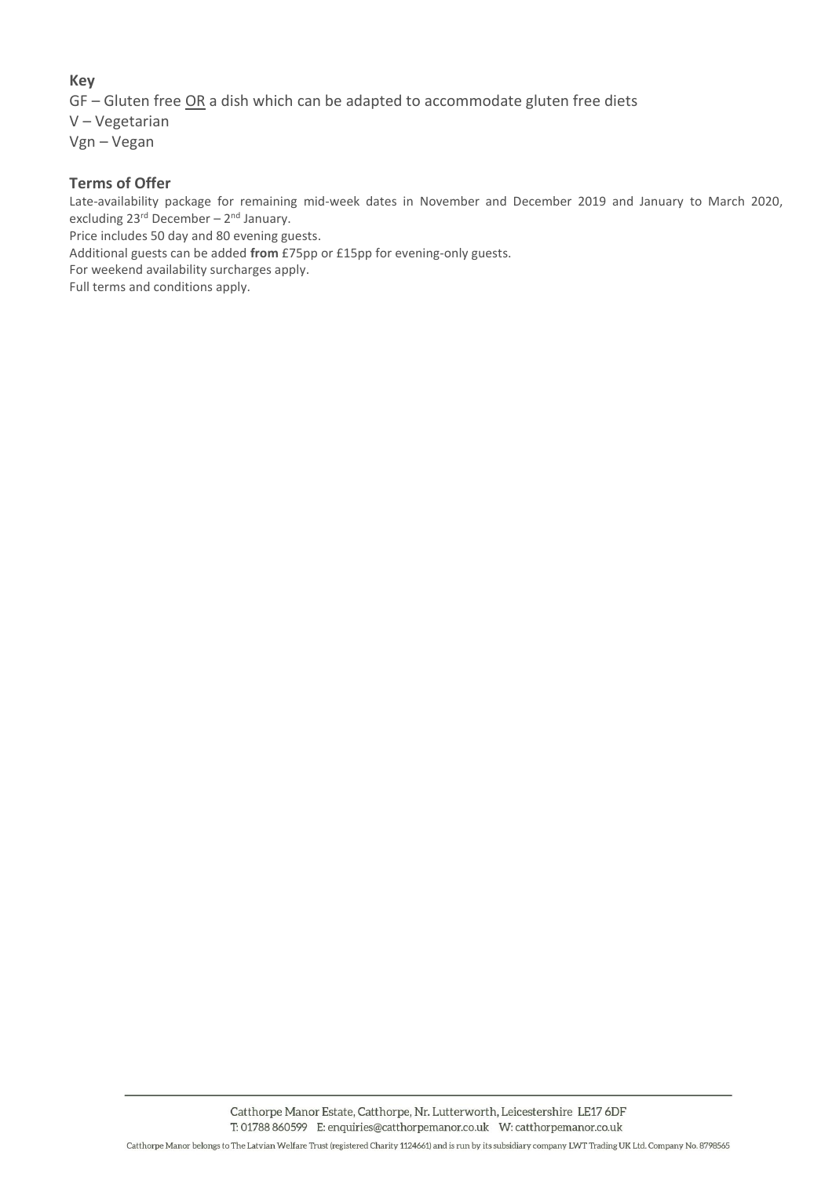**Key**

GF – Gluten free <u>OR</u> a dish which can be adapted to accommodate gluten free diets

V – Vegetarian

Vgn – Vegan

**Terms of Offer**

Late-availability package for remaining mid-week dates in November and December 2019 and January to March 2020, excluding 23rd December – 2nd January.

Price includes 50 day and 80 evening guests.

Additional guests can be added **from** £75pp or £15pp for evening-only guests.

For weekend availability surcharges apply.

Full terms and conditions apply.

Catthorpe Manor Estate, Catthorpe, Nr. Lutterworth, Leicestershire LE17 6DF
T: 01788 860599 E: enquiries@catthorpemanor.co.uk W: catthorpemanor.co.uk

Catthorpe Manor belongs to The Latvian Welfare Trust (registered Charity 1124661) and is run by its subsidiary company LWT Trading UK Ltd. Company No. 8798565